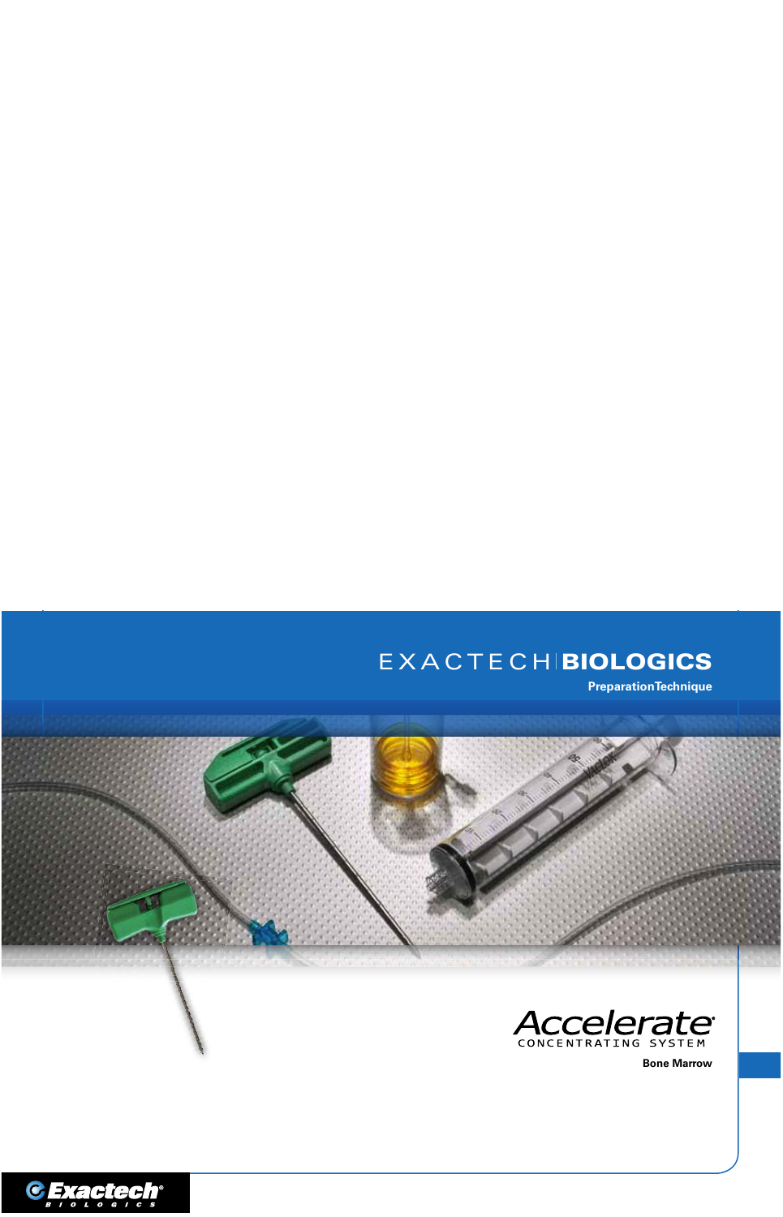# EXACTECH | BIOLOGICS

PreparationTechnique

## Accelerate®

CONCENTRATING SYSTEM

Bone Marrow

Exactech® BIOLOGICS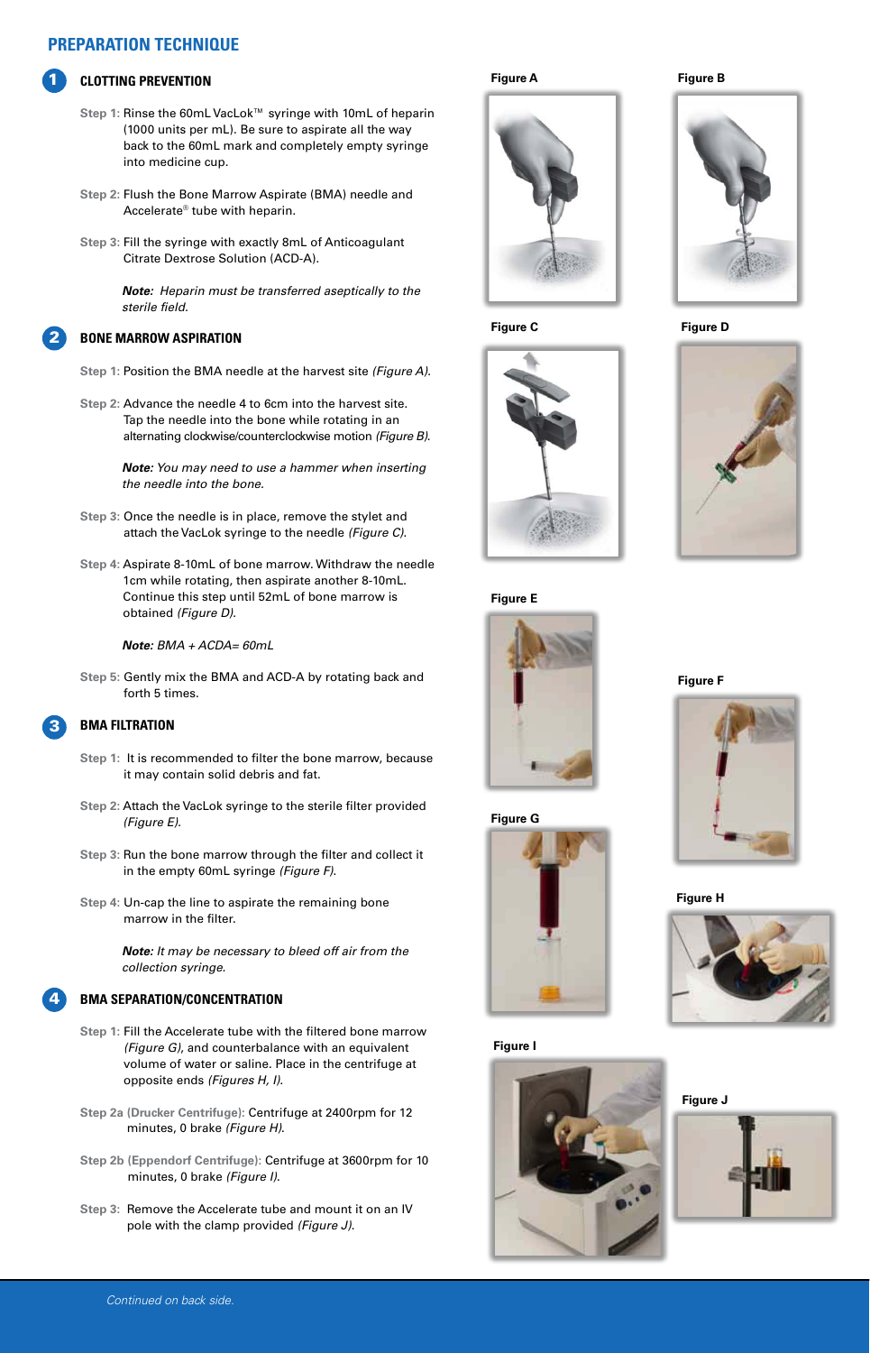## PREPARATION TECHNIQUE

### 1 CLOTTING PREVENTION

**Step 1:** Rinse the 60mL VacLok™ syringe with 10mL of heparin (1000 units per mL). Be sure to aspirate all the way back to the 60mL mark and completely empty syringe into medicine cup.

**Step 2:** Flush the Bone Marrow Aspirate (BMA) needle and Accelerate® tube with heparin.

**Step 3:** Fill the syringe with exactly 8mL of Anticoagulant Citrate Dextrose Solution (ACD-A).

***Note:*** *Heparin must be transferred aseptically to the sterile field.*

### 2 BONE MARROW ASPIRATION

**Step 1:** Position the BMA needle at the harvest site *(Figure A)*.

**Step 2:** Advance the needle 4 to 6cm into the harvest site. Tap the needle into the bone while rotating in an alternating clockwise/counterclockwise motion *(Figure B)*.

***Note:*** *You may need to use a hammer when inserting the needle into the bone.*

**Step 3:** Once the needle is in place, remove the stylet and attach the VacLok syringe to the needle *(Figure C)*.

**Step 4:** Aspirate 8-10mL of bone marrow. Withdraw the needle 1cm while rotating, then aspirate another 8-10mL. Continue this step until 52mL of bone marrow is obtained *(Figure D)*.

***Note:*** *BMA + ACDA= 60mL*

**Step 5:** Gently mix the BMA and ACD-A by rotating back and forth 5 times.

### 3 BMA FILTRATION

**Step 1:** It is recommended to filter the bone marrow, because it may contain solid debris and fat.

**Step 2:** Attach the VacLok syringe to the sterile filter provided *(Figure E)*.

**Step 3:** Run the bone marrow through the filter and collect it in the empty 60mL syringe *(Figure F)*.

**Step 4:** Un-cap the line to aspirate the remaining bone marrow in the filter.

***Note:*** *It may be necessary to bleed off air from the collection syringe.*

### 4 BMA SEPARATION/CONCENTRATION

**Step 1:** Fill the Accelerate tube with the filtered bone marrow *(Figure G)*, and counterbalance with an equivalent volume of water or saline. Place in the centrifuge at opposite ends *(Figures H, I)*.

**Step 2a (Drucker Centrifuge):** Centrifuge at 2400rpm for 12 minutes, 0 brake *(Figure H)*.

**Step 2b (Eppendorf Centrifuge):** Centrifuge at 3600rpm for 10 minutes, 0 brake *(Figure I)*.

**Step 3:** Remove the Accelerate tube and mount it on an IV pole with the clamp provided *(Figure J)*.

Figure A

Figure B

Figure C

Figure D

Figure E

Figure F

Figure G

Figure H

Figure I

Figure J

*Continued on back side.*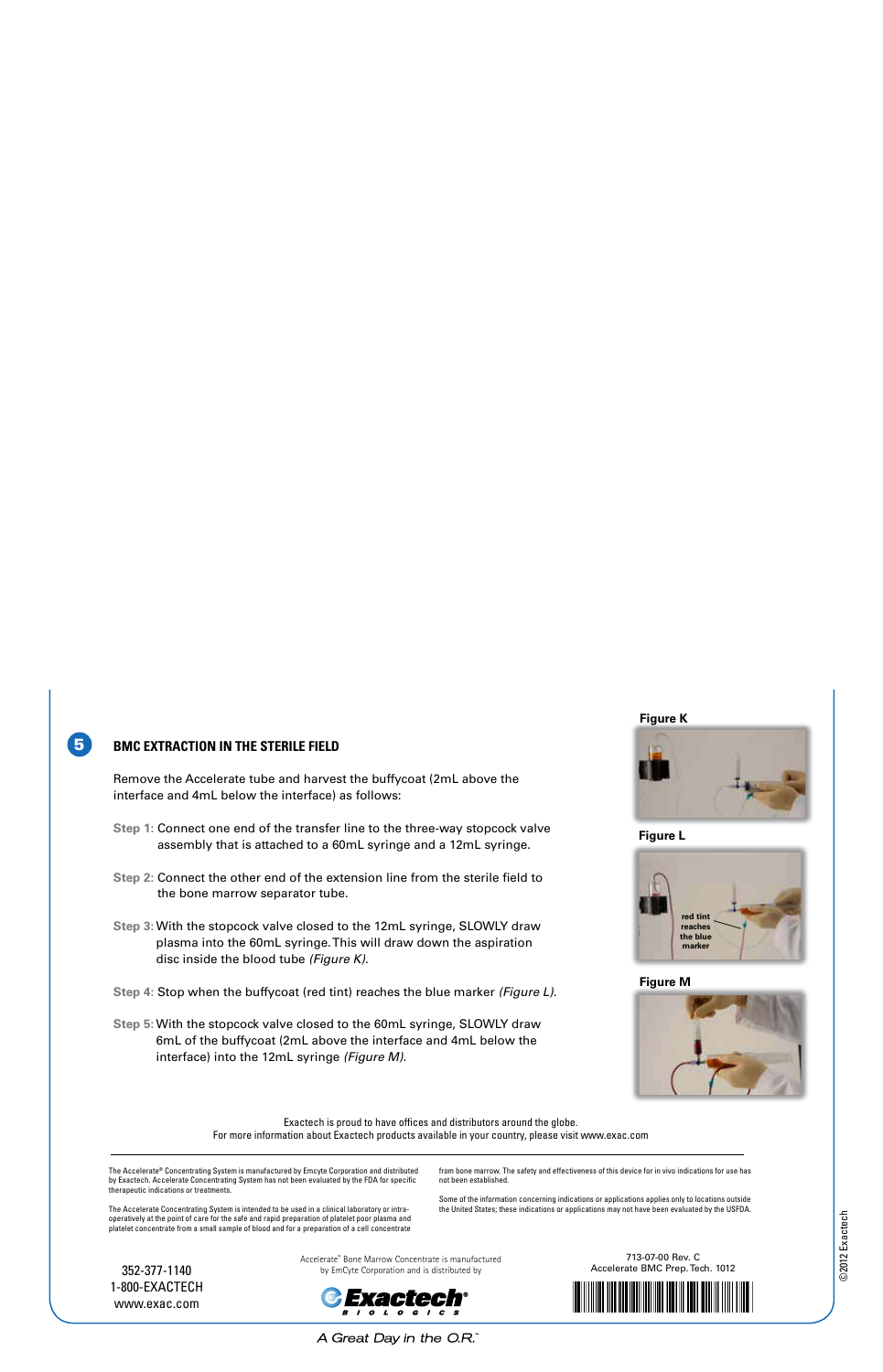## 5 BMC EXTRACTION IN THE STERILE FIELD

Remove the Accelerate tube and harvest the buffycoat (2mL above the interface and 4mL below the interface) as follows:

**Step 1:** Connect one end of the transfer line to the three-way stopcock valve assembly that is attached to a 60mL syringe and a 12mL syringe.

**Step 2:** Connect the other end of the extension line from the sterile field to the bone marrow separator tube.

**Step 3:** With the stopcock valve closed to the 12mL syringe, SLOWLY draw plasma into the 60mL syringe. This will draw down the aspiration disc inside the blood tube *(Figure K)*.

**Step 4:** Stop when the buffycoat (red tint) reaches the blue marker *(Figure L)*.

**Step 5:** With the stopcock valve closed to the 60mL syringe, SLOWLY draw 6mL of the buffycoat (2mL above the interface and 4mL below the interface) into the 12mL syringe *(Figure M)*.

Figure K

Figure L

red tint reaches the blue marker

Figure M

Exactech is proud to have offices and distributors around the globe.
For more information about Exactech products available in your country, please visit www.exac.com

The Accelerate® Concentrating System is manufactured by Emcyte Corporation and distributed by Exactech. Accelerate Concentrating System has not been evaluated by the FDA for specific therapeutic indications or treatments.

The Accelerate Concentrating System is intended to be used in a clinical laboratory or intra-operatively at the point of care for the safe and rapid preparation of platelet poor plasma and platelet concentrate from a small sample of blood and for a preparation of a cell concentrate from bone marrow. The safety and effectiveness of this device for in vivo indications for use has not been established.

Some of the information concerning indications or applications applies only to locations outside the United States; these indications or applications may not have been evaluated by the USFDA.

352-377-1140
1-800-EXACTECH
www.exac.com

Accelerate® Bone Marrow Concentrate is manufactured by EmCyte Corporation and is distributed by

Exactech® BIOLOGICS

713-07-00 Rev. C
Accelerate BMC Prep. Tech. 1012

©2012 Exactech

A Great Day in the O.R.™